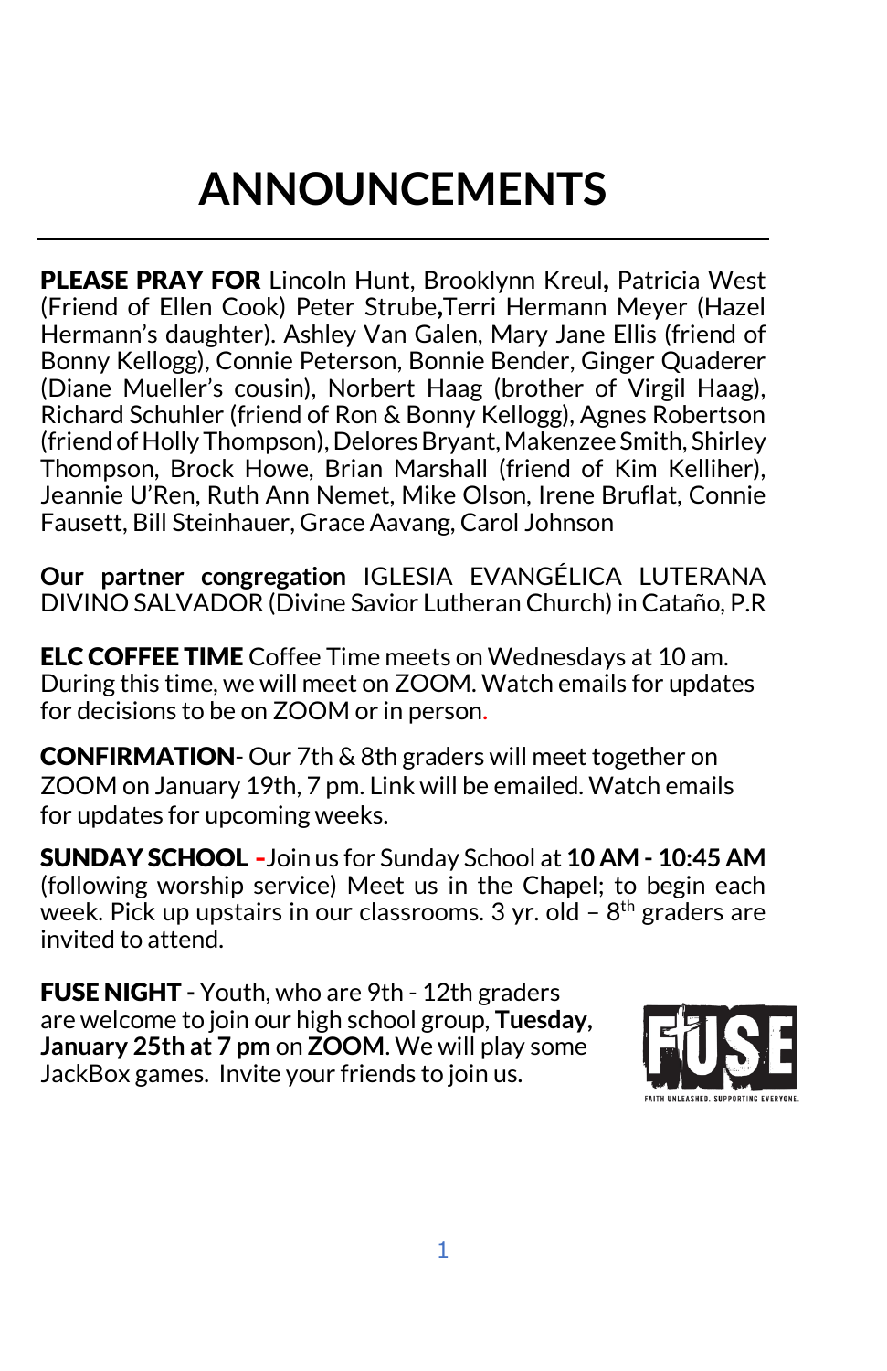# ANNOUNCEMENTS

**PLEASE PRAY FOR** Lincoln Hunt, Brooklynn Kreul**,** Patricia West (Friend of Ellen Cook) Peter Strube**,**Terri Hermann Meyer (Hazel Hermann's daughter). Ashley Van Galen, Mary Jane Ellis (friend of Bonny Kellogg), Connie Peterson, Bonnie Bender, Ginger Quaderer (Diane Mueller's cousin), Norbert Haag (brother of Virgil Haag), Richard Schuhler (friend of Ron & Bonny Kellogg), Agnes Robertson (friend of Holly Thompson), Delores Bryant, Makenzee Smith, Shirley Thompson, Brock Howe, Brian Marshall (friend of Kim Kelliher), Jeannie U'Ren, Ruth Ann Nemet, Mike Olson, Irene Bruflat, Connie Fausett, Bill Steinhauer, Grace Aavang, Carol Johnson

**Our partner congregation** IGLESIA EVANGÉLICA LUTERANA DIVINO SALVADOR (Divine Savior Lutheran Church) in Cataño, P.R

**ELC COFFEE TIME** Coffee Time meets on Wednesdays at 10 am. During this time, we will meet on ZOOM. Watch emails for updates for decisions to be on ZOOM or in person.

**CONFIRMATION**- Our 7th & 8th graders will meet together on ZOOM on January 19th, 7 pm. Link will be emailed. Watch emails for updates for upcoming weeks.

**SUNDAY SCHOOL** -Join us for Sunday School at **10 AM - 10:45 AM** (following worship service) Meet us in the Chapel; to begin each week. Pick up upstairs in our classrooms. 3 yr. old – 8th graders are invited to attend.

**FUSE NIGHT -** Youth, who are 9th - 12th graders are welcome to join our high school group, **Tuesday, January 25th at 7 pm** on **ZOOM**. We will play some JackBox games. Invite your friends to join us.

FUSE
FAITH UNLEASHED. SUPPORTING EVERYONE.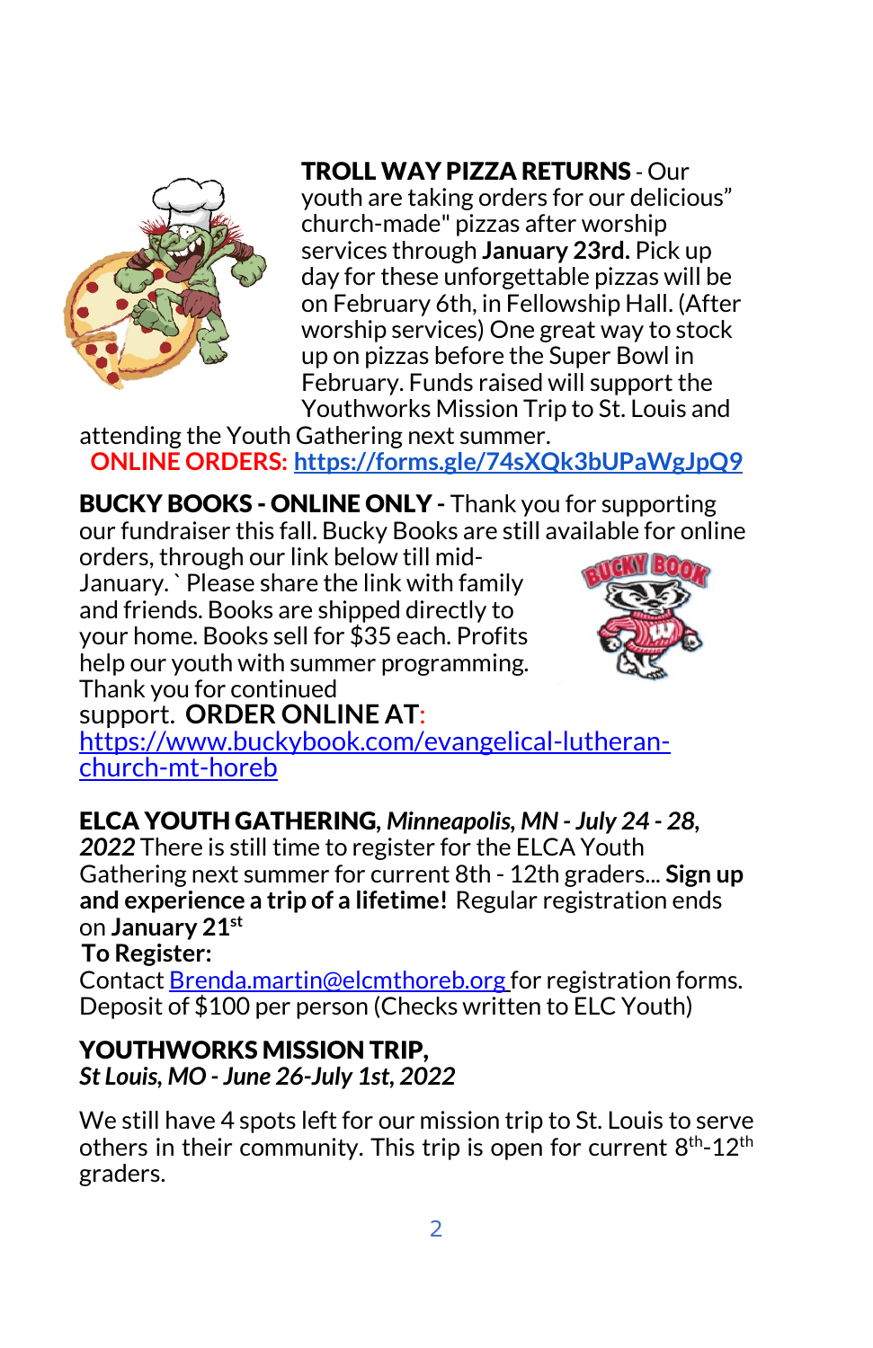**TROLL WAY PIZZA RETURNS** - Our youth are taking orders for our delicious" church-made" pizzas after worship services through **January 23rd.** Pick up day for these unforgettable pizzas will be on February 6th, in Fellowship Hall. (After worship services) One great way to stock up on pizzas before the Super Bowl in February. Funds raised will support the Youthworks Mission Trip to St. Louis and attending the Youth Gathering next summer.

**ONLINE ORDERS: https://forms.gle/74sXQk3bUPaWgJpQ9**

**BUCKY BOOKS - ONLINE ONLY -** Thank you for supporting our fundraiser this fall. Bucky Books are still available for online orders, through our link below till mid-January. ` Please share the link with family and friends. Books are shipped directly to your home. Books sell for $35 each. Profits help our youth with summer programming. Thank you for continued support. **ORDER ONLINE AT**: https://www.buckybook.com/evangelical-lutheran-church-mt-horeb

**ELCA YOUTH GATHERING,** ***Minneapolis, MN - July 24 - 28, 2022*** There is still time to register for the ELCA Youth Gathering next summer for current 8th - 12th graders... **Sign up and experience a trip of a lifetime!** Regular registration ends on **January 21st**

**To Register:**
Contact Brenda.martin@elcmthoreb.org for registration forms. Deposit of $100 per person (Checks written to ELC Youth)

**YOUTHWORKS MISSION TRIP,**
***St Louis, MO - June 26-July 1st, 2022***

We still have 4 spots left for our mission trip to St. Louis to serve others in their community. This trip is open for current 8th-12th graders.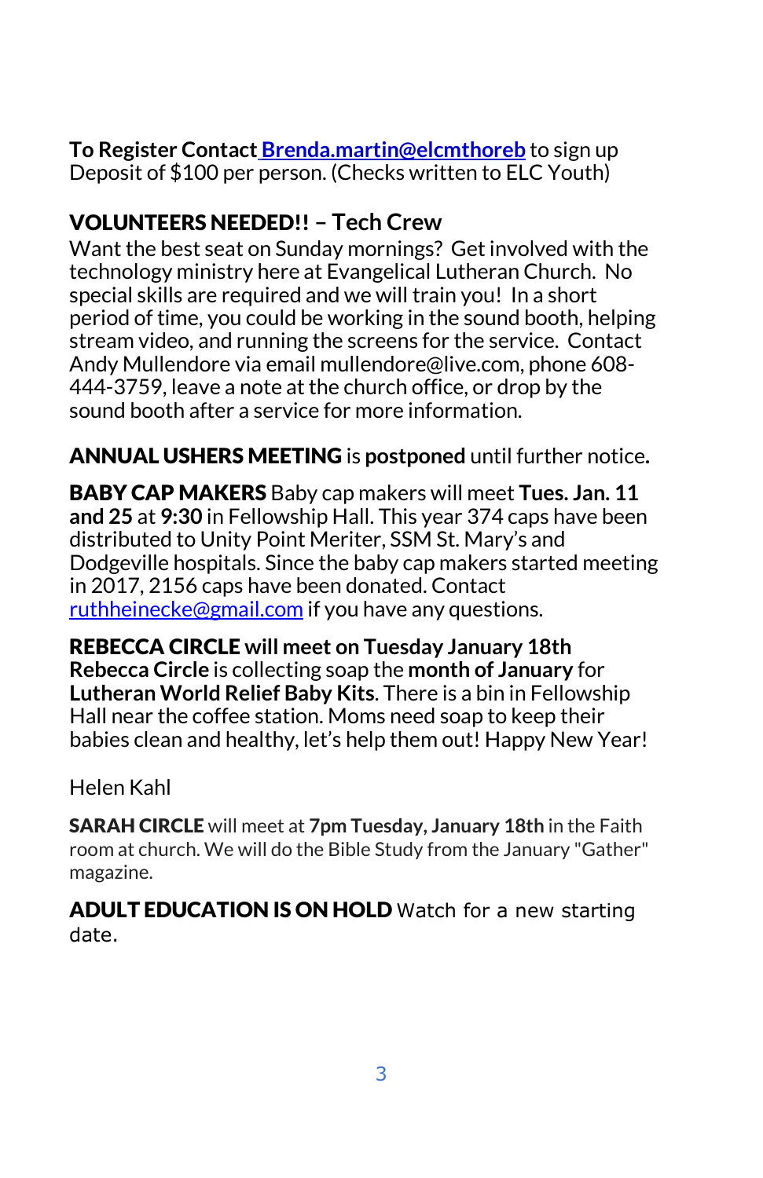**To Register Contact** Brenda.martin@elcmthoreb to sign up
Deposit of $100 per person. (Checks written to ELC Youth)

**VOLUNTEERS NEEDED!! – Tech Crew**

Want the best seat on Sunday mornings? Get involved with the technology ministry here at Evangelical Lutheran Church. No special skills are required and we will train you! In a short period of time, you could be working in the sound booth, helping stream video, and running the screens for the service. Contact Andy Mullendore via email mullendore@live.com, phone 608-444-3759, leave a note at the church office, or drop by the sound booth after a service for more information.

**ANNUAL USHERS MEETING** is **postponed** until further notice**.**

**BABY CAP MAKERS** Baby cap makers will meet **Tues. Jan. 11 and 25** at **9:30** in Fellowship Hall. This year 374 caps have been distributed to Unity Point Meriter, SSM St. Mary's and Dodgeville hospitals. Since the baby cap makers started meeting in 2017, 2156 caps have been donated. Contact ruthheinecke@gmail.com if you have any questions.

**REBECCA CIRCLE will meet on Tuesday January 18th**
**Rebecca Circle** is collecting soap the **month of January** for **Lutheran World Relief Baby Kits**. There is a bin in Fellowship Hall near the coffee station. Moms need soap to keep their babies clean and healthy, let's help them out! Happy New Year!

Helen Kahl

**SARAH CIRCLE** will meet at **7pm Tuesday, January 18th** in the Faith room at church. We will do the Bible Study from the January "Gather" magazine.

**ADULT EDUCATION IS ON HOLD** Watch for a new starting date.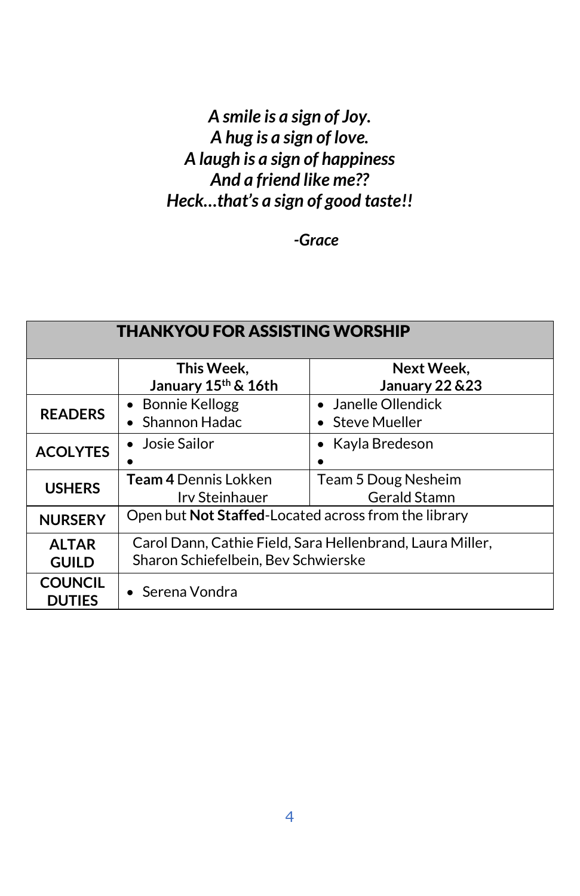*A smile is a sign of Joy.*
*A hug is a sign of love.*
*A laugh is a sign of happiness*
*And a friend like me??*
*Heck…that's a sign of good taste!!*

*-Grace*

| THANKYOU FOR ASSISTING WORSHIP | | |
|---|---|---|
| | **This Week, January 15th & 16th** | **Next Week, January 22 &23** |
| **READERS** | • Bonnie Kellogg<br>• Shannon Hadac | • Janelle Ollendick<br>• Steve Mueller |
| **ACOLYTES** | • Josie Sailor<br>• | • Kayla Bredeson<br>• |
| **USHERS** | **Team 4** Dennis Lokken<br>Irv Steinhauer | Team 5 Doug Nesheim<br>Gerald Stamn |
| **NURSERY** | Open but **Not Staffed**-Located across from the library | |
| **ALTAR GUILD** | Carol Dann, Cathie Field, Sara Hellenbrand, Laura Miller, Sharon Schiefelbein, Bev Schwierske | |
| **COUNCIL DUTIES** | • Serena Vondra | |